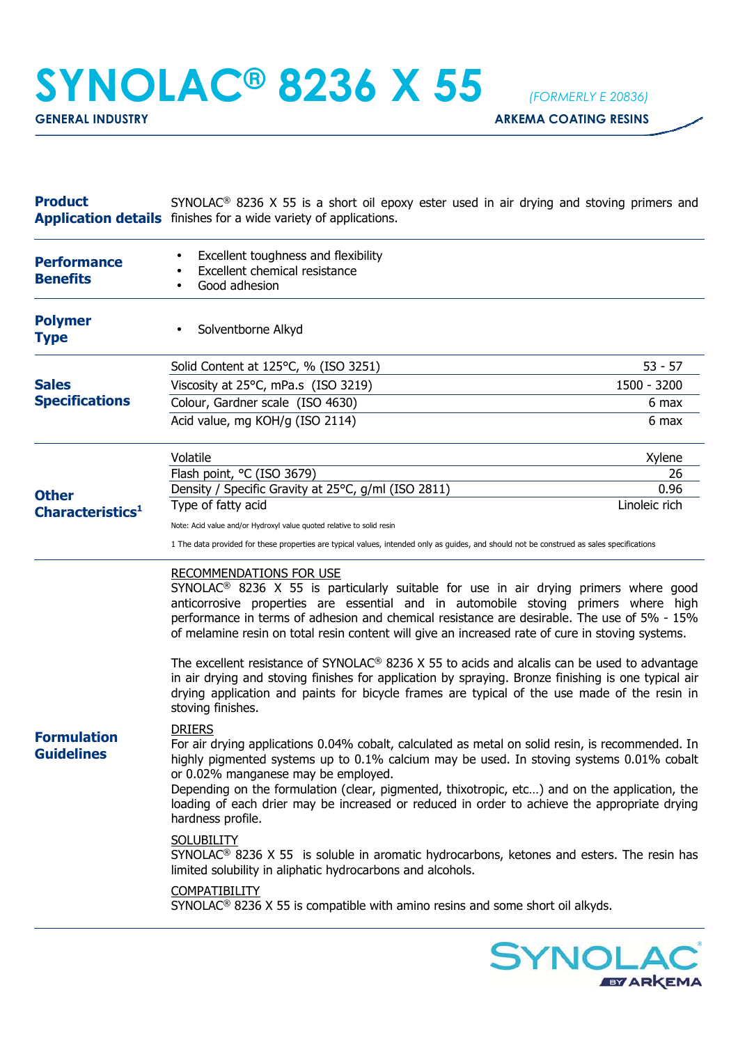# SYNOLAC® 8236 X 55

*(FORMERLY E 20836)*

**GENERAL INDUSTRY** — **ARKEMA COATING RESINS**

## Product Application details

SYNOLAC® 8236 X 55 is a short oil epoxy ester used in air drying and stoving primers and finishes for a wide variety of applications.

## Performance Benefits

- Excellent toughness and flexibility
- Excellent chemical resistance
- Good adhesion

## Polymer Type

- Solventborne Alkyd

## Sales Specifications

| Property | Value |
|---|---|
| Solid Content at 125°C, % (ISO 3251) | 53 - 57 |
| Viscosity at 25°C, mPa.s (ISO 3219) | 1500 - 3200 |
| Colour, Gardner scale (ISO 4630) | 6 max |
| Acid value, mg KOH/g (ISO 2114) | 6 max |

## Other Characteristics[1]

| Property | Value |
|---|---|
| Volatile | Xylene |
| Flash point, °C (ISO 3679) | 26 |
| Density / Specific Gravity at 25°C, g/ml (ISO 2811) | 0.96 |
| Type of fatty acid | Linoleic rich |

Note: Acid value and/or Hydroxyl value quoted relative to solid resin

1 The data provided for these properties are typical values, intended only as guides, and should not be construed as sales specifications

## Formulation Guidelines

### RECOMMENDATIONS FOR USE

SYNOLAC® 8236 X 55 is particularly suitable for use in air drying primers where good anticorrosive properties are essential and in automobile stoving primers where high performance in terms of adhesion and chemical resistance are desirable. The use of 5% - 15% of melamine resin on total resin content will give an increased rate of cure in stoving systems.

The excellent resistance of SYNOLAC® 8236 X 55 to acids and alcalis can be used to advantage in air drying and stoving finishes for application by spraying. Bronze finishing is one typical air drying application and paints for bicycle frames are typical of the use made of the resin in stoving finishes.

### DRIERS

For air drying applications 0.04% cobalt, calculated as metal on solid resin, is recommended. In highly pigmented systems up to 0.1% calcium may be used. In stoving systems 0.01% cobalt or 0.02% manganese may be employed.

Depending on the formulation (clear, pigmented, thixotropic, etc…) and on the application, the loading of each drier may be increased or reduced in order to achieve the appropriate drying hardness profile.

### SOLUBILITY

SYNOLAC® 8236 X 55 is soluble in aromatic hydrocarbons, ketones and esters. The resin has limited solubility in aliphatic hydrocarbons and alcohols.

### COMPATIBILITY

SYNOLAC® 8236 X 55 is compatible with amino resins and some short oil alkyds.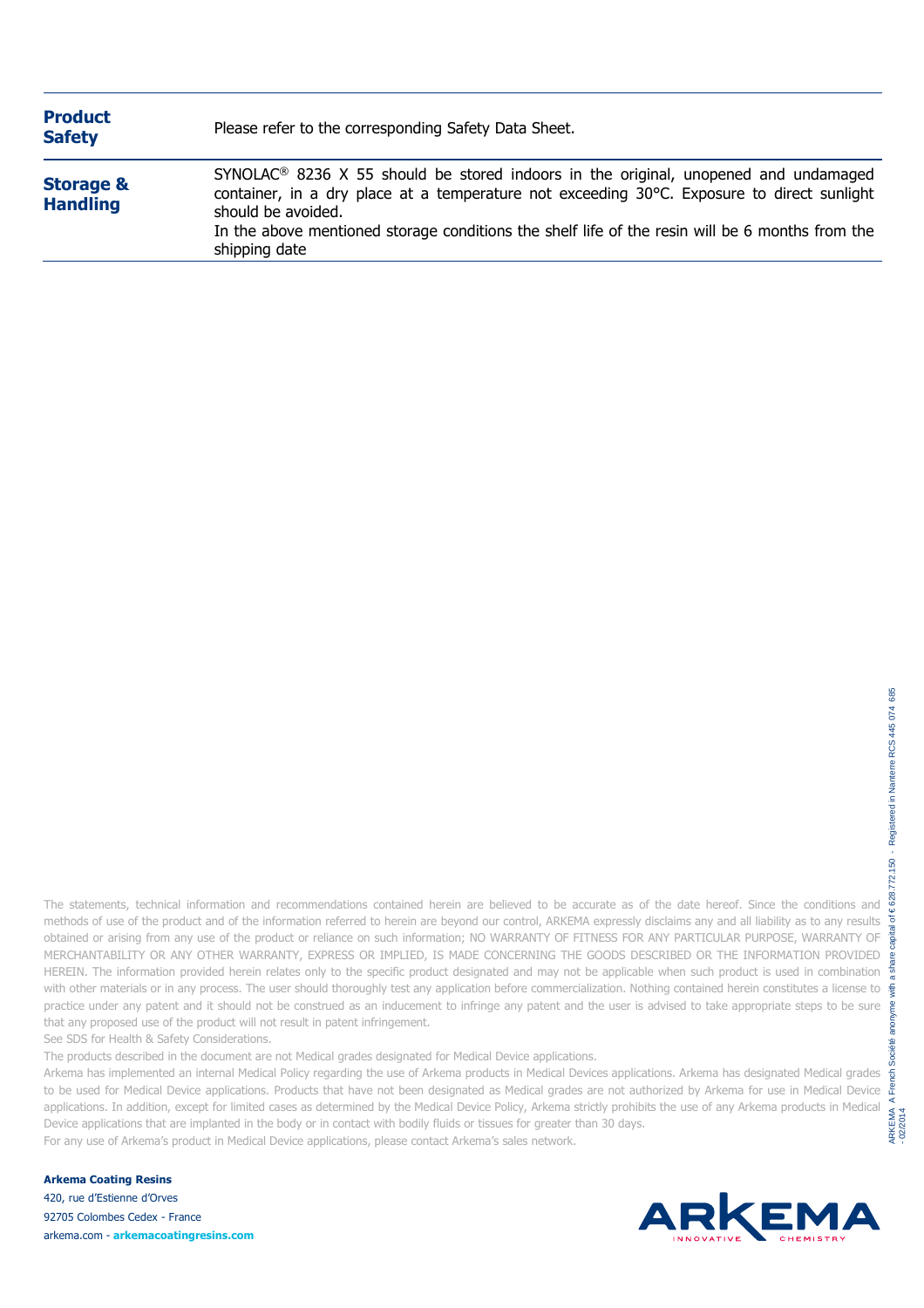| | |
|---|---|
| **Product Safety** | Please refer to the corresponding Safety Data Sheet. |
| **Storage & Handling** | SYNOLAC® 8236 X 55 should be stored indoors in the original, unopened and undamaged container, in a dry place at a temperature not exceeding 30°C. Exposure to direct sunlight should be avoided.<br>In the above mentioned storage conditions the shelf life of the resin will be 6 months from the shipping date |

The statements, technical information and recommendations contained herein are believed to be accurate as of the date hereof. Since the conditions and methods of use of the product and of the information referred to herein are beyond our control, ARKEMA expressly disclaims any and all liability as to any results obtained or arising from any use of the product or reliance on such information; NO WARRANTY OF FITNESS FOR ANY PARTICULAR PURPOSE, WARRANTY OF MERCHANTABILITY OR ANY OTHER WARRANTY, EXPRESS OR IMPLIED, IS MADE CONCERNING THE GOODS DESCRIBED OR THE INFORMATION PROVIDED HEREIN. The information provided herein relates only to the specific product designated and may not be applicable when such product is used in combination with other materials or in any process. The user should thoroughly test any application before commercialization. Nothing contained herein constitutes a license to practice under any patent and it should not be construed as an inducement to infringe any patent and the user is advised to take appropriate steps to be sure that any proposed use of the product will not result in patent infringement.
See SDS for Health & Safety Considerations.

The products described in the document are not Medical grades designated for Medical Device applications.

Arkema has implemented an internal Medical Policy regarding the use of Arkema products in Medical Devices applications. Arkema has designated Medical grades to be used for Medical Device applications. Products that have not been designated as Medical grades are not authorized by Arkema for use in Medical Device applications. In addition, except for limited cases as determined by the Medical Device Policy, Arkema strictly prohibits the use of any Arkema products in Medical Device applications that are implanted in the body or in contact with bodily fluids or tissues for greater than 30 days.

For any use of Arkema's product in Medical Device applications, please contact Arkema's sales network.

**Arkema Coating Resins**
420, rue d'Estienne d'Orves
92705 Colombes Cedex - France
arkema.com - **arkemacoatingresins.com**

ARKEMA A French Société anonyme with a share capital of € 628.772.150 - Registered in Nanterre RCS 445 074 685 - 02/2014